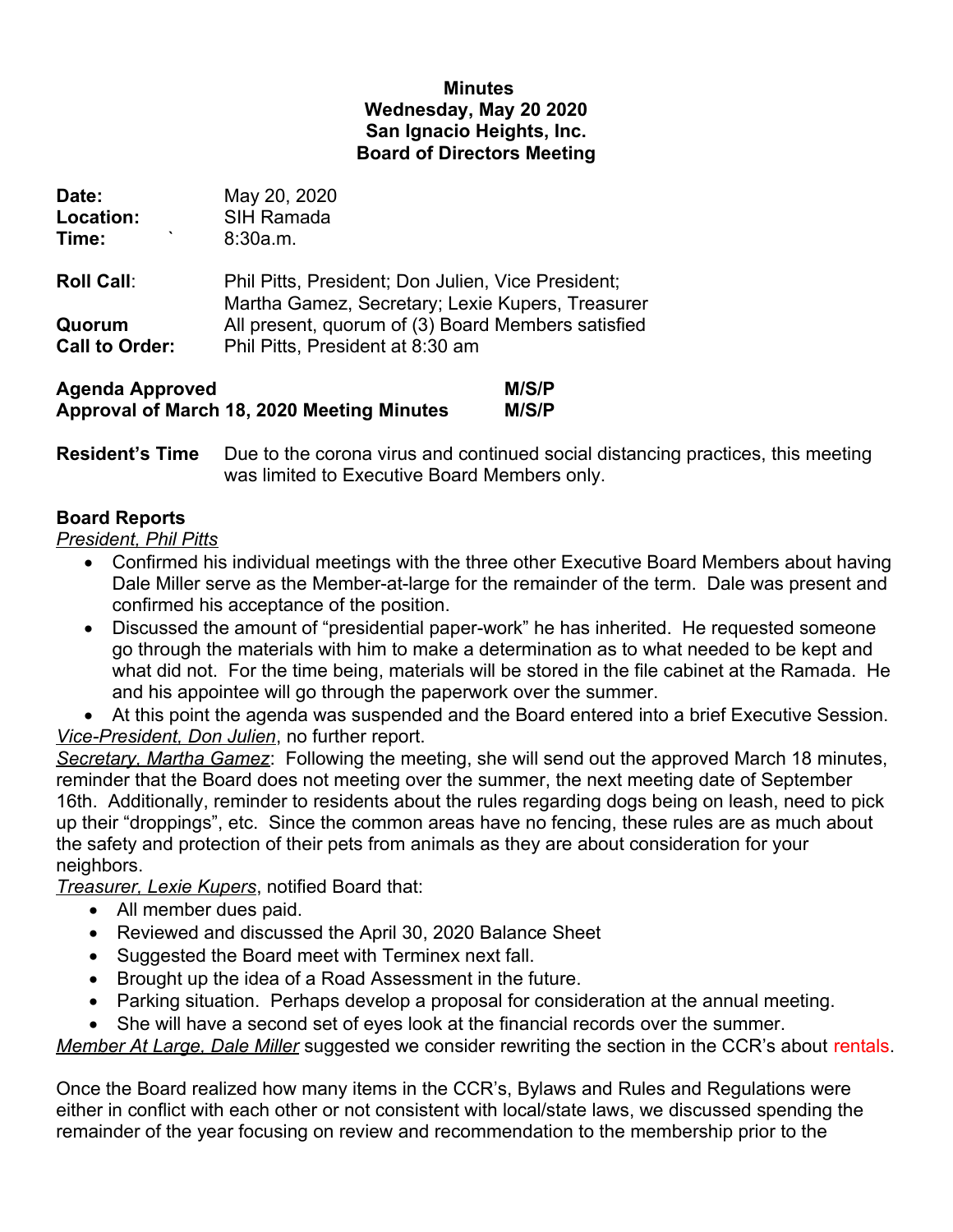**Minutes**
**Wednesday, May 20 2020**
**San Ignacio Heights, Inc.**
**Board of Directors Meeting**

| | |
|---|---|
| **Date:** | May 20, 2020 |
| **Location:** | SIH Ramada |
| **Time:** ` | 8:30a.m. |
| **Roll Call**: | Phil Pitts, President; Don Julien, Vice President; Martha Gamez, Secretary; Lexie Kupers, Treasurer |
| **Quorum** | All present, quorum of (3) Board Members satisfied |
| **Call to Order:** | Phil Pitts, President at 8:30 am |

| | |
|---|---|
| **Agenda Approved** | **M/S/P** |
| **Approval of March 18, 2020 Meeting Minutes** | **M/S/P** |

**Resident's Time** Due to the corona virus and continued social distancing practices, this meeting was limited to Executive Board Members only.

**Board Reports**

*President, Phil Pitts*

- Confirmed his individual meetings with the three other Executive Board Members about having Dale Miller serve as the Member-at-large for the remainder of the term. Dale was present and confirmed his acceptance of the position.
- Discussed the amount of "presidential paper-work" he has inherited. He requested someone go through the materials with him to make a determination as to what needed to be kept and what did not. For the time being, materials will be stored in the file cabinet at the Ramada. He and his appointee will go through the paperwork over the summer.
- At this point the agenda was suspended and the Board entered into a brief Executive Session.

*Vice-President, Don Julien*, no further report.

*Secretary, Martha Gamez*: Following the meeting, she will send out the approved March 18 minutes, reminder that the Board does not meeting over the summer, the next meeting date of September 16th. Additionally, reminder to residents about the rules regarding dogs being on leash, need to pick up their "droppings", etc. Since the common areas have no fencing, these rules are as much about the safety and protection of their pets from animals as they are about consideration for your neighbors.

*Treasurer, Lexie Kupers*, notified Board that:

- All member dues paid.
- Reviewed and discussed the April 30, 2020 Balance Sheet
- Suggested the Board meet with Terminex next fall.
- Brought up the idea of a Road Assessment in the future.
- Parking situation. Perhaps develop a proposal for consideration at the annual meeting.
- She will have a second set of eyes look at the financial records over the summer.

*Member At Large, Dale Miller* suggested we consider rewriting the section in the CCR's about rentals.

Once the Board realized how many items in the CCR's, Bylaws and Rules and Regulations were either in conflict with each other or not consistent with local/state laws, we discussed spending the remainder of the year focusing on review and recommendation to the membership prior to the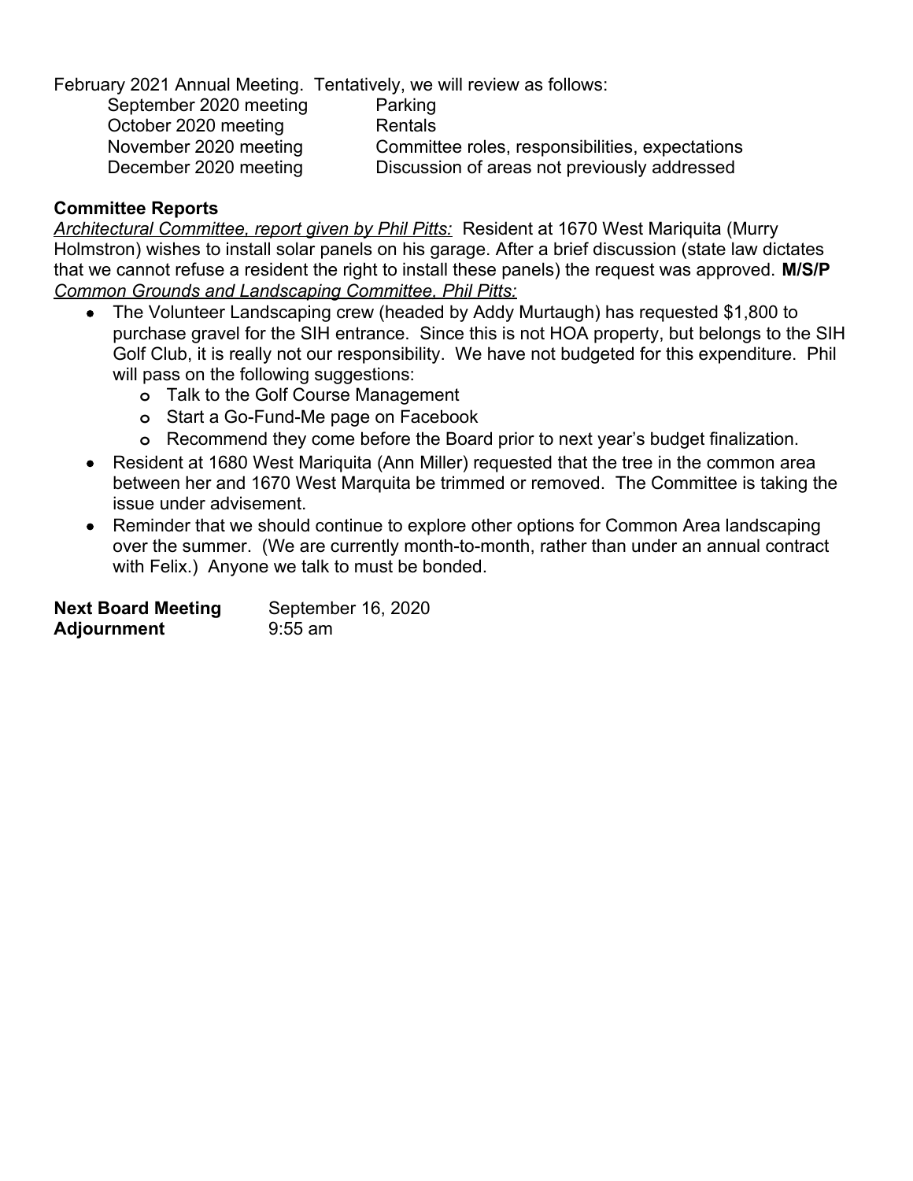February 2021 Annual Meeting. Tentatively, we will review as follows:

| | |
|---|---|
| September 2020 meeting | Parking |
| October 2020 meeting | Rentals |
| November 2020 meeting | Committee roles, responsibilities, expectations |
| December 2020 meeting | Discussion of areas not previously addressed |

**Committee Reports**

*Architectural Committee, report given by Phil Pitts:* Resident at 1670 West Mariquita (Murry Holmstron) wishes to install solar panels on his garage. After a brief discussion (state law dictates that we cannot refuse a resident the right to install these panels) the request was approved. **M/S/P**

*Common Grounds and Landscaping Committee, Phil Pitts:*

- The Volunteer Landscaping crew (headed by Addy Murtaugh) has requested $1,800 to purchase gravel for the SIH entrance. Since this is not HOA property, but belongs to the SIH Golf Club, it is really not our responsibility. We have not budgeted for this expenditure. Phil will pass on the following suggestions:
  - Talk to the Golf Course Management
  - Start a Go-Fund-Me page on Facebook
  - Recommend they come before the Board prior to next year's budget finalization.
- Resident at 1680 West Mariquita (Ann Miller) requested that the tree in the common area between her and 1670 West Marquita be trimmed or removed. The Committee is taking the issue under advisement.
- Reminder that we should continue to explore other options for Common Area landscaping over the summer. (We are currently month-to-month, rather than under an annual contract with Felix.) Anyone we talk to must be bonded.

**Next Board Meeting** September 16, 2020

**Adjournment** 9:55 am